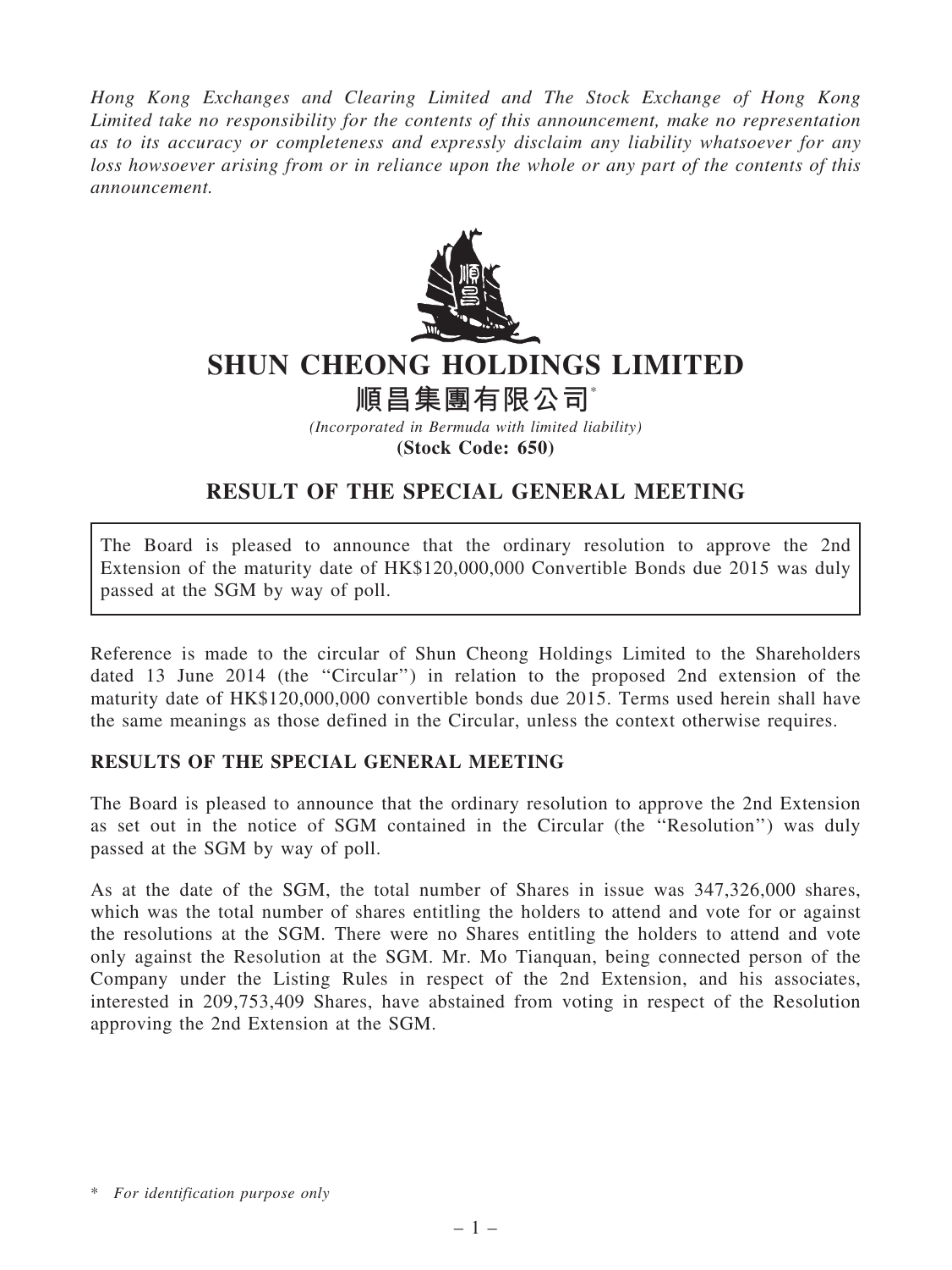*Hong Kong Exchanges and Clearing Limited and The Stock Exchange of Hong Kong Limited take no responsibility for the contents of this announcement, make no representation as to its accuracy or completeness and expressly disclaim any liability whatsoever for any loss howsoever arising from or in reliance upon the whole or any part of the contents of this announcement.*

# SHUN CHEONG HOLDINGS LIMITED

# 順昌集團有限公司*

*(Incorporated in Bermuda with limited liability)*

**(Stock Code: 650)**

## RESULT OF THE SPECIAL GENERAL MEETING

The Board is pleased to announce that the ordinary resolution to approve the 2nd Extension of the maturity date of HK$120,000,000 Convertible Bonds due 2015 was duly passed at the SGM by way of poll.

Reference is made to the circular of Shun Cheong Holdings Limited to the Shareholders dated 13 June 2014 (the "Circular") in relation to the proposed 2nd extension of the maturity date of HK$120,000,000 convertible bonds due 2015. Terms used herein shall have the same meanings as those defined in the Circular, unless the context otherwise requires.

### RESULTS OF THE SPECIAL GENERAL MEETING

The Board is pleased to announce that the ordinary resolution to approve the 2nd Extension as set out in the notice of SGM contained in the Circular (the "Resolution") was duly passed at the SGM by way of poll.

As at the date of the SGM, the total number of Shares in issue was 347,326,000 shares, which was the total number of shares entitling the holders to attend and vote for or against the resolutions at the SGM. There were no Shares entitling the holders to attend and vote only against the Resolution at the SGM. Mr. Mo Tianquan, being connected person of the Company under the Listing Rules in respect of the 2nd Extension, and his associates, interested in 209,753,409 Shares, have abstained from voting in respect of the Resolution approving the 2nd Extension at the SGM.

\* *For identification purpose only*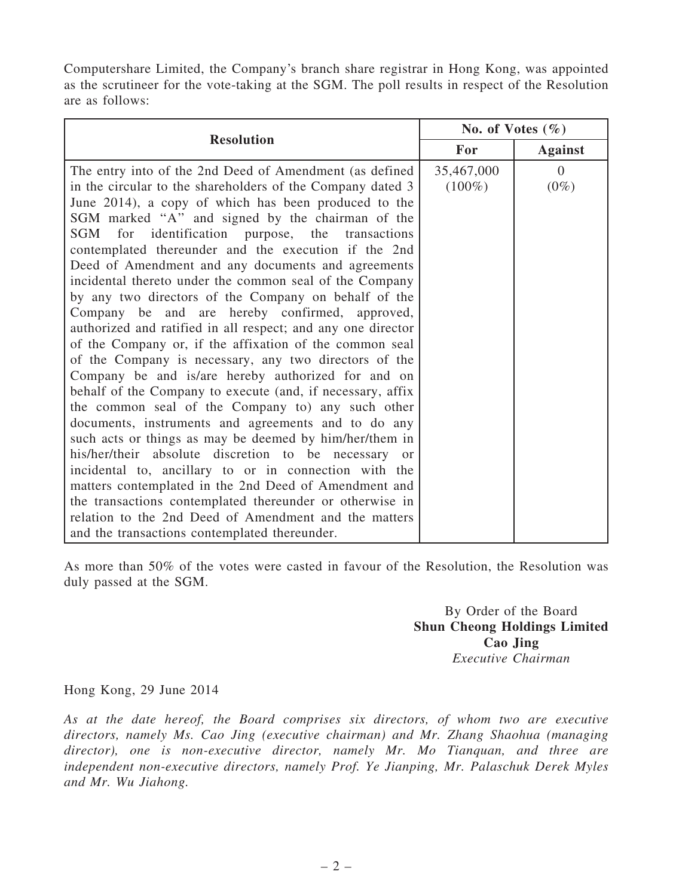Computershare Limited, the Company's branch share registrar in Hong Kong, was appointed as the scrutineer for the vote-taking at the SGM. The poll results in respect of the Resolution are as follows:

| Resolution | No. of Votes (%) | |
|---|---|---|
| | **For** | **Against** |
| The entry into of the 2nd Deed of Amendment (as defined in the circular to the shareholders of the Company dated 3 June 2014), a copy of which has been produced to the SGM marked "A" and signed by the chairman of the SGM for identification purpose, the transactions contemplated thereunder and the execution if the 2nd Deed of Amendment and any documents and agreements incidental thereto under the common seal of the Company by any two directors of the Company on behalf of the Company be and are hereby confirmed, approved, authorized and ratified in all respect; and any one director of the Company or, if the affixation of the common seal of the Company is necessary, any two directors of the Company be and is/are hereby authorized for and on behalf of the Company to execute (and, if necessary, affix the common seal of the Company to) any such other documents, instruments and agreements and to do any such acts or things as may be deemed by him/her/them in his/her/their absolute discretion to be necessary or incidental to, ancillary to or in connection with the matters contemplated in the 2nd Deed of Amendment and the transactions contemplated thereunder or otherwise in relation to the 2nd Deed of Amendment and the matters and the transactions contemplated thereunder. | 35,467,000 (100%) | 0 (0%) |

As more than 50% of the votes were casted in favour of the Resolution, the Resolution was duly passed at the SGM.

By Order of the Board
**Shun Cheong Holdings Limited**
**Cao Jing**
*Executive Chairman*

Hong Kong, 29 June 2014

*As at the date hereof, the Board comprises six directors, of whom two are executive directors, namely Ms. Cao Jing (executive chairman) and Mr. Zhang Shaohua (managing director), one is non-executive director, namely Mr. Mo Tianquan, and three are independent non-executive directors, namely Prof. Ye Jianping, Mr. Palaschuk Derek Myles and Mr. Wu Jiahong.*